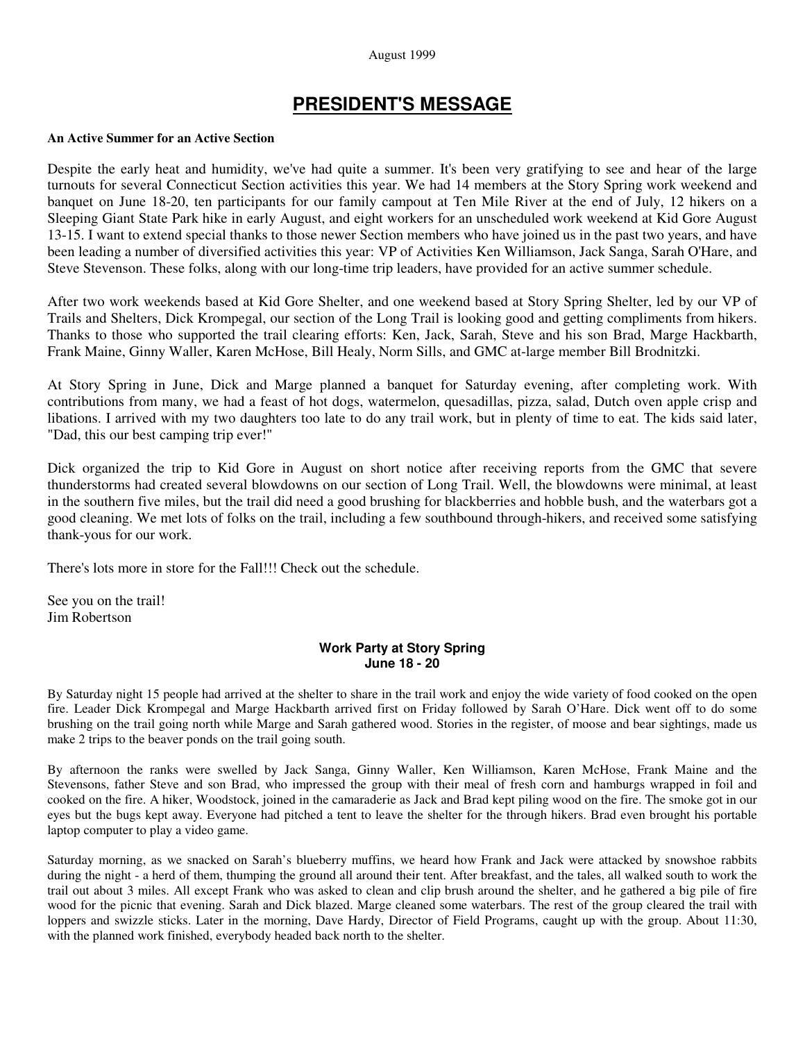August 1999

# PRESIDENT'S MESSAGE

**An Active Summer for an Active Section**

Despite the early heat and humidity, we've had quite a summer. It's been very gratifying to see and hear of the large turnouts for several Connecticut Section activities this year. We had 14 members at the Story Spring work weekend and banquet on June 18-20, ten participants for our family campout at Ten Mile River at the end of July, 12 hikers on a Sleeping Giant State Park hike in early August, and eight workers for an unscheduled work weekend at Kid Gore August 13-15. I want to extend special thanks to those newer Section members who have joined us in the past two years, and have been leading a number of diversified activities this year: VP of Activities Ken Williamson, Jack Sanga, Sarah O'Hare, and Steve Stevenson. These folks, along with our long-time trip leaders, have provided for an active summer schedule.

After two work weekends based at Kid Gore Shelter, and one weekend based at Story Spring Shelter, led by our VP of Trails and Shelters, Dick Krompegal, our section of the Long Trail is looking good and getting compliments from hikers. Thanks to those who supported the trail clearing efforts: Ken, Jack, Sarah, Steve and his son Brad, Marge Hackbarth, Frank Maine, Ginny Waller, Karen McHose, Bill Healy, Norm Sills, and GMC at-large member Bill Brodnitzki.

At Story Spring in June, Dick and Marge planned a banquet for Saturday evening, after completing work. With contributions from many, we had a feast of hot dogs, watermelon, quesadillas, pizza, salad, Dutch oven apple crisp and libations. I arrived with my two daughters too late to do any trail work, but in plenty of time to eat. The kids said later, "Dad, this our best camping trip ever!"

Dick organized the trip to Kid Gore in August on short notice after receiving reports from the GMC that severe thunderstorms had created several blowdowns on our section of Long Trail. Well, the blowdowns were minimal, at least in the southern five miles, but the trail did need a good brushing for blackberries and hobble bush, and the waterbars got a good cleaning. We met lots of folks on the trail, including a few southbound through-hikers, and received some satisfying thank-yous for our work.

There's lots more in store for the Fall!!! Check out the schedule.

See you on the trail!
Jim Robertson

### Work Party at Story Spring
### June 18 - 20

By Saturday night 15 people had arrived at the shelter to share in the trail work and enjoy the wide variety of food cooked on the open fire. Leader Dick Krompegal and Marge Hackbarth arrived first on Friday followed by Sarah O'Hare. Dick went off to do some brushing on the trail going north while Marge and Sarah gathered wood. Stories in the register, of moose and bear sightings, made us make 2 trips to the beaver ponds on the trail going south.

By afternoon the ranks were swelled by Jack Sanga, Ginny Waller, Ken Williamson, Karen McHose, Frank Maine and the Stevensons, father Steve and son Brad, who impressed the group with their meal of fresh corn and hamburgs wrapped in foil and cooked on the fire. A hiker, Woodstock, joined in the camaraderie as Jack and Brad kept piling wood on the fire. The smoke got in our eyes but the bugs kept away. Everyone had pitched a tent to leave the shelter for the through hikers. Brad even brought his portable laptop computer to play a video game.

Saturday morning, as we snacked on Sarah's blueberry muffins, we heard how Frank and Jack were attacked by snowshoe rabbits during the night - a herd of them, thumping the ground all around their tent. After breakfast, and the tales, all walked south to work the trail out about 3 miles. All except Frank who was asked to clean and clip brush around the shelter, and he gathered a big pile of fire wood for the picnic that evening. Sarah and Dick blazed. Marge cleaned some waterbars. The rest of the group cleared the trail with loppers and swizzle sticks. Later in the morning, Dave Hardy, Director of Field Programs, caught up with the group. About 11:30, with the planned work finished, everybody headed back north to the shelter.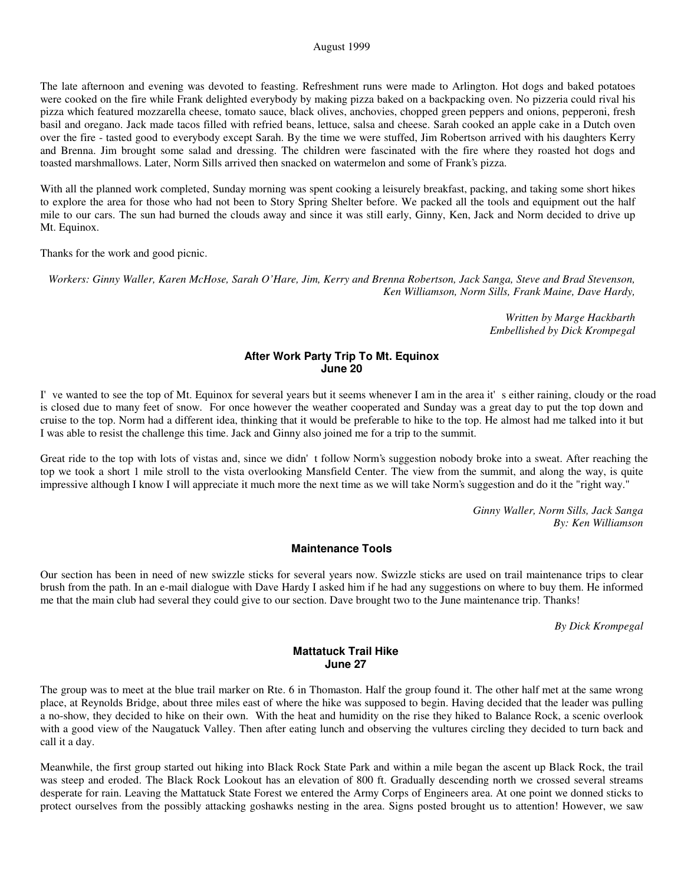The late afternoon and evening was devoted to feasting. Refreshment runs were made to Arlington. Hot dogs and baked potatoes were cooked on the fire while Frank delighted everybody by making pizza baked on a backpacking oven. No pizzeria could rival his pizza which featured mozzarella cheese, tomato sauce, black olives, anchovies, chopped green peppers and onions, pepperoni, fresh basil and oregano. Jack made tacos filled with refried beans, lettuce, salsa and cheese. Sarah cooked an apple cake in a Dutch oven over the fire - tasted good to everybody except Sarah. By the time we were stuffed, Jim Robertson arrived with his daughters Kerry and Brenna. Jim brought some salad and dressing. The children were fascinated with the fire where they roasted hot dogs and toasted marshmallows. Later, Norm Sills arrived then snacked on watermelon and some of Frank's pizza.

With all the planned work completed, Sunday morning was spent cooking a leisurely breakfast, packing, and taking some short hikes to explore the area for those who had not been to Story Spring Shelter before. We packed all the tools and equipment out the half mile to our cars. The sun had burned the clouds away and since it was still early, Ginny, Ken, Jack and Norm decided to drive up Mt. Equinox.

Thanks for the work and good picnic.

*Workers: Ginny Waller, Karen McHose, Sarah O'Hare, Jim, Kerry and Brenna Robertson, Jack Sanga, Steve and Brad Stevenson, Ken Williamson, Norm Sills, Frank Maine, Dave Hardy,*

*Written by Marge Hackbarth*
*Embellished by Dick Krompegal*

### After Work Party Trip To Mt. Equinox
### June 20

I've wanted to see the top of Mt. Equinox for several years but it seems whenever I am in the area it's either raining, cloudy or the road is closed due to many feet of snow. For once however the weather cooperated and Sunday was a great day to put the top down and cruise to the top. Norm had a different idea, thinking that it would be preferable to hike to the top. He almost had me talked into it but I was able to resist the challenge this time. Jack and Ginny also joined me for a trip to the summit.

Great ride to the top with lots of vistas and, since we didn't follow Norm's suggestion nobody broke into a sweat. After reaching the top we took a short 1 mile stroll to the vista overlooking Mansfield Center. The view from the summit, and along the way, is quite impressive although I know I will appreciate it much more the next time as we will take Norm's suggestion and do it the "right way."

*Ginny Waller, Norm Sills, Jack Sanga*
*By: Ken Williamson*

### Maintenance Tools

Our section has been in need of new swizzle sticks for several years now. Swizzle sticks are used on trail maintenance trips to clear brush from the path. In an e-mail dialogue with Dave Hardy I asked him if he had any suggestions on where to buy them. He informed me that the main club had several they could give to our section. Dave brought two to the June maintenance trip. Thanks!

*By Dick Krompegal*

### Mattatuck Trail Hike
### June 27

The group was to meet at the blue trail marker on Rte. 6 in Thomaston. Half the group found it. The other half met at the same wrong place, at Reynolds Bridge, about three miles east of where the hike was supposed to begin. Having decided that the leader was pulling a no-show, they decided to hike on their own. With the heat and humidity on the rise they hiked to Balance Rock, a scenic overlook with a good view of the Naugatuck Valley. Then after eating lunch and observing the vultures circling they decided to turn back and call it a day.

Meanwhile, the first group started out hiking into Black Rock State Park and within a mile began the ascent up Black Rock, the trail was steep and eroded. The Black Rock Lookout has an elevation of 800 ft. Gradually descending north we crossed several streams desperate for rain. Leaving the Mattatuck State Forest we entered the Army Corps of Engineers area. At one point we donned sticks to protect ourselves from the possibly attacking goshawks nesting in the area. Signs posted brought us to attention! However, we saw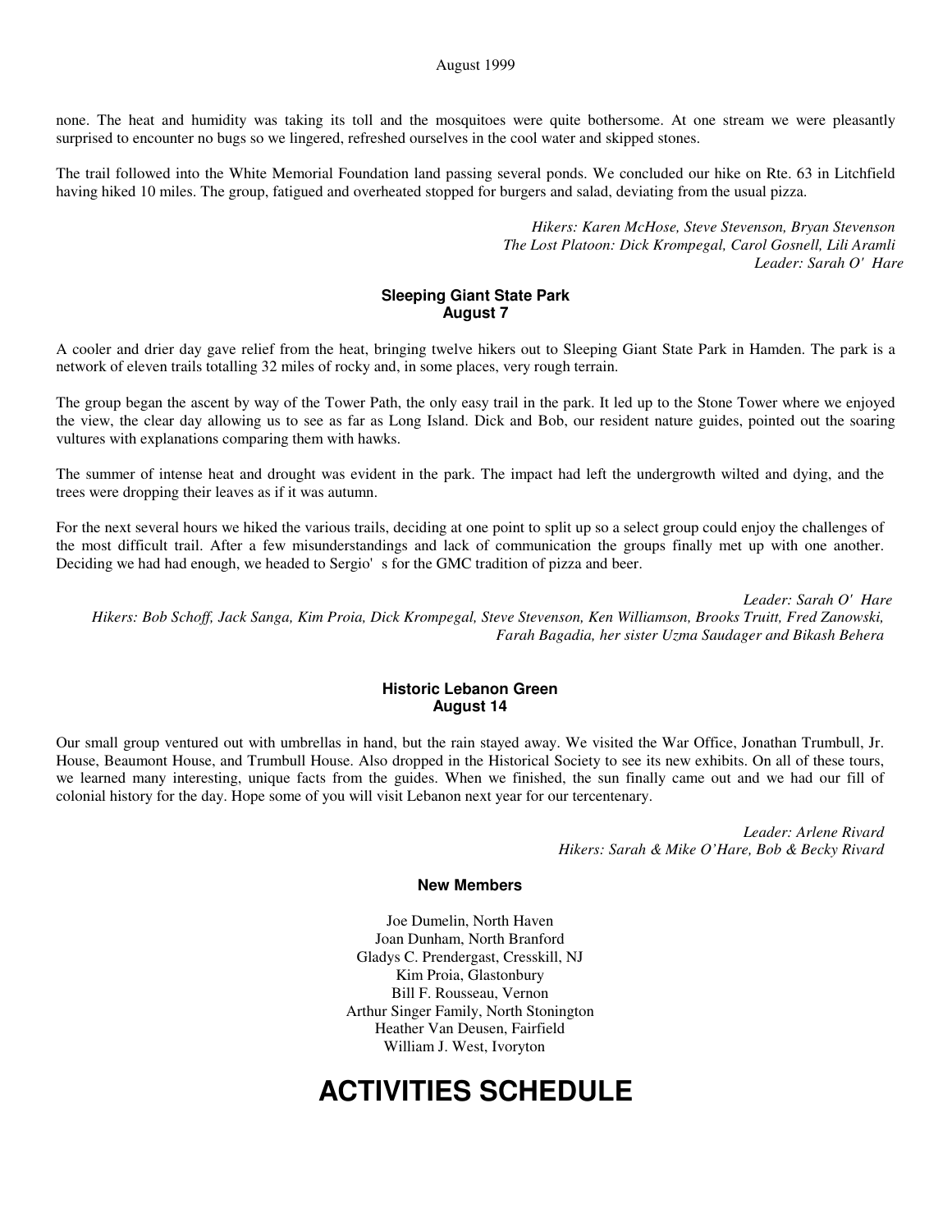none. The heat and humidity was taking its toll and the mosquitoes were quite bothersome. At one stream we were pleasantly surprised to encounter no bugs so we lingered, refreshed ourselves in the cool water and skipped stones.

The trail followed into the White Memorial Foundation land passing several ponds. We concluded our hike on Rte. 63 in Litchfield having hiked 10 miles. The group, fatigued and overheated stopped for burgers and salad, deviating from the usual pizza.

*Hikers: Karen McHose, Steve Stevenson, Bryan Stevenson*
*The Lost Platoon: Dick Krompegal, Carol Gosnell, Lili Aramli*
*Leader: Sarah O' Hare*

### Sleeping Giant State Park
### August 7

A cooler and drier day gave relief from the heat, bringing twelve hikers out to Sleeping Giant State Park in Hamden. The park is a network of eleven trails totalling 32 miles of rocky and, in some places, very rough terrain.

The group began the ascent by way of the Tower Path, the only easy trail in the park. It led up to the Stone Tower where we enjoyed the view, the clear day allowing us to see as far as Long Island. Dick and Bob, our resident nature guides, pointed out the soaring vultures with explanations comparing them with hawks.

The summer of intense heat and drought was evident in the park. The impact had left the undergrowth wilted and dying, and the trees were dropping their leaves as if it was autumn.

For the next several hours we hiked the various trails, deciding at one point to split up so a select group could enjoy the challenges of the most difficult trail. After a few misunderstandings and lack of communication the groups finally met up with one another. Deciding we had had enough, we headed to Sergio' s for the GMC tradition of pizza and beer.

*Leader: Sarah O' Hare*
*Hikers: Bob Schoff, Jack Sanga, Kim Proia, Dick Krompegal, Steve Stevenson, Ken Williamson, Brooks Truitt, Fred Zanowski, Farah Bagadia, her sister Uzma Saudager and Bikash Behera*

### Historic Lebanon Green
### August 14

Our small group ventured out with umbrellas in hand, but the rain stayed away. We visited the War Office, Jonathan Trumbull, Jr. House, Beaumont House, and Trumbull House. Also dropped in the Historical Society to see its new exhibits. On all of these tours, we learned many interesting, unique facts from the guides. When we finished, the sun finally came out and we had our fill of colonial history for the day. Hope some of you will visit Lebanon next year for our tercentenary.

*Leader: Arlene Rivard*
*Hikers: Sarah & Mike O'Hare, Bob & Becky Rivard*

### New Members

Joe Dumelin, North Haven
Joan Dunham, North Branford
Gladys C. Prendergast, Cresskill, NJ
Kim Proia, Glastonbury
Bill F. Rousseau, Vernon
Arthur Singer Family, North Stonington
Heather Van Deusen, Fairfield
William J. West, Ivoryton

# ACTIVITIES SCHEDULE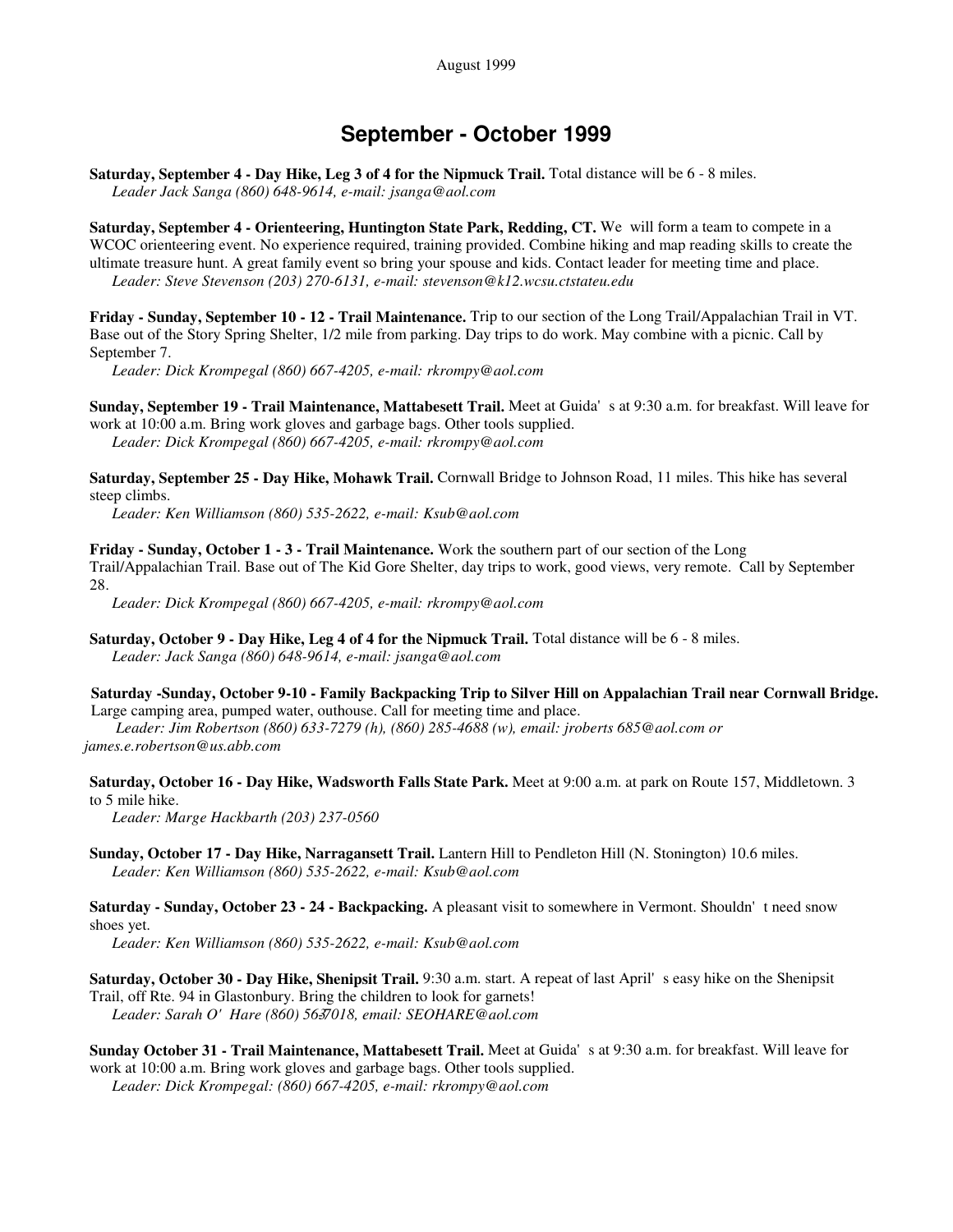# September - October 1999

**Saturday, September 4 - Day Hike, Leg 3 of 4 for the Nipmuck Trail.** Total distance will be 6 - 8 miles.
*Leader Jack Sanga (860) 648-9614, e-mail: jsanga@aol.com*

**Saturday, September 4 - Orienteering, Huntington State Park, Redding, CT.** We will form a team to compete in a WCOC orienteering event. No experience required, training provided. Combine hiking and map reading skills to create the ultimate treasure hunt. A great family event so bring your spouse and kids. Contact leader for meeting time and place.
*Leader: Steve Stevenson (203) 270-6131, e-mail: stevenson@k12.wcsu.ctstateu.edu*

**Friday - Sunday, September 10 - 12 - Trail Maintenance.** Trip to our section of the Long Trail/Appalachian Trail in VT. Base out of the Story Spring Shelter, 1/2 mile from parking. Day trips to do work. May combine with a picnic. Call by September 7.
*Leader: Dick Krompegal (860) 667-4205, e-mail: rkrompy@aol.com*

**Sunday, September 19 - Trail Maintenance, Mattabesett Trail.** Meet at Guida's at 9:30 a.m. for breakfast. Will leave for work at 10:00 a.m. Bring work gloves and garbage bags. Other tools supplied.
*Leader: Dick Krompegal (860) 667-4205, e-mail: rkrompy@aol.com*

**Saturday, September 25 - Day Hike, Mohawk Trail.** Cornwall Bridge to Johnson Road, 11 miles. This hike has several steep climbs.
*Leader: Ken Williamson (860) 535-2622, e-mail: Ksub@aol.com*

**Friday - Sunday, October 1 - 3 - Trail Maintenance.** Work the southern part of our section of the Long Trail/Appalachian Trail. Base out of The Kid Gore Shelter, day trips to work, good views, very remote. Call by September 28.
*Leader: Dick Krompegal (860) 667-4205, e-mail: rkrompy@aol.com*

**Saturday, October 9 - Day Hike, Leg 4 of 4 for the Nipmuck Trail.** Total distance will be 6 - 8 miles.
*Leader: Jack Sanga (860) 648-9614, e-mail: jsanga@aol.com*

**Saturday -Sunday, October 9-10 - Family Backpacking Trip to Silver Hill on Appalachian Trail near Cornwall Bridge.** Large camping area, pumped water, outhouse. Call for meeting time and place.
*Leader: Jim Robertson (860) 633-7279 (h), (860) 285-4688 (w), email: jroberts 685@aol.com or james.e.robertson@us.abb.com*

**Saturday, October 16 - Day Hike, Wadsworth Falls State Park.** Meet at 9:00 a.m. at park on Route 157, Middletown. 3 to 5 mile hike.
*Leader: Marge Hackbarth (203) 237-0560*

**Sunday, October 17 - Day Hike, Narragansett Trail.** Lantern Hill to Pendleton Hill (N. Stonington) 10.6 miles.
*Leader: Ken Williamson (860) 535-2622, e-mail: Ksub@aol.com*

**Saturday - Sunday, October 23 - 24 - Backpacking.** A pleasant visit to somewhere in Vermont. Shouldn't need snow shoes yet.
*Leader: Ken Williamson (860) 535-2622, e-mail: Ksub@aol.com*

**Saturday, October 30 - Day Hike, Shenipsit Trail.** 9:30 a.m. start. A repeat of last April's easy hike on the Shenipsit Trail, off Rte. 94 in Glastonbury. Bring the children to look for garnets!
*Leader: Sarah O'Hare (860) 563-7018, email: SEOHARE@aol.com*

**Sunday October 31 - Trail Maintenance, Mattabesett Trail.** Meet at Guida's at 9:30 a.m. for breakfast. Will leave for work at 10:00 a.m. Bring work gloves and garbage bags. Other tools supplied.
*Leader: Dick Krompegal: (860) 667-4205, e-mail: rkrompy@aol.com*